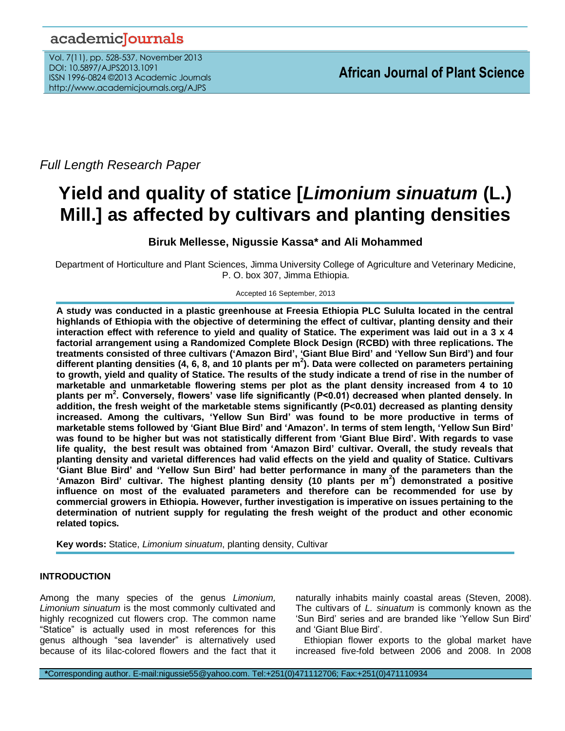academicJournals

Vol. 7(11), pp. 528-537, November 2013
DOI: 10.5897/AJPS2013.1091
ISSN 1996-0824 ©2013 Academic Journals
http://www.academicjournals.org/AJPS

**African Journal of Plant Science**

*Full Length Research Paper*

# Yield and quality of statice [*Limonium sinuatum* (L.) Mill.] as affected by cultivars and planting densities

**Biruk Mellesse, Nigussie Kassa* and Ali Mohammed**

Department of Horticulture and Plant Sciences, Jimma University College of Agriculture and Veterinary Medicine, P. O. box 307, Jimma Ethiopia.

Accepted 16 September, 2013

**A study was conducted in a plastic greenhouse at Freesia Ethiopia PLC Sululta located in the central highlands of Ethiopia with the objective of determining the effect of cultivar, planting density and their interaction effect with reference to yield and quality of Statice. The experiment was laid out in a 3 x 4 factorial arrangement using a Randomized Complete Block Design (RCBD) with three replications. The treatments consisted of three cultivars ('Amazon Bird', 'Giant Blue Bird' and 'Yellow Sun Bird') and four different planting densities (4, 6, 8, and 10 plants per m$^2$). Data were collected on parameters pertaining to growth, yield and quality of Statice. The results of the study indicate a trend of rise in the number of marketable and unmarketable flowering stems per plot as the plant density increased from 4 to 10 plants per m$^2$. Conversely, flowers' vase life significantly ($P<0.01$) decreased when planted densely. In addition, the fresh weight of the marketable stems significantly ($P<0.01$) decreased as planting density increased. Among the cultivars, 'Yellow Sun Bird' was found to be more productive in terms of marketable stems followed by 'Giant Blue Bird' and 'Amazon'. In terms of stem length, 'Yellow Sun Bird' was found to be higher but was not statistically different from 'Giant Blue Bird'. With regards to vase life quality, the best result was obtained from 'Amazon Bird' cultivar. Overall, the study reveals that planting density and varietal differences had valid effects on the yield and quality of Statice. Cultivars 'Giant Blue Bird' and 'Yellow Sun Bird' had better performance in many of the parameters than the 'Amazon Bird' cultivar. The highest planting density (10 plants per m$^2$) demonstrated a positive influence on most of the evaluated parameters and therefore can be recommended for use by commercial growers in Ethiopia. However, further investigation is imperative on issues pertaining to the determination of nutrient supply for regulating the fresh weight of the product and other economic related topics.**

**Key words:** Statice, *Limonium sinuatum*, planting density, Cultivar

## INTRODUCTION

Among the many species of the genus *Limonium, Limonium sinuatum* is the most commonly cultivated and highly recognized cut flowers crop. The common name "Statice" is actually used in most references for this genus although "sea lavender" is alternatively used because of its lilac-colored flowers and the fact that it naturally inhabits mainly coastal areas (Steven, 2008). The cultivars of *L. sinuatum* is commonly known as the 'Sun Bird' series and are branded like 'Yellow Sun Bird' and 'Giant Blue Bird'.

Ethiopian flower exports to the global market have increased five-fold between 2006 and 2008. In 2008

*Corresponding author. E-mail:nigussie55@yahoo.com. Tel:+251(0)471112706; Fax:+251(0)471110934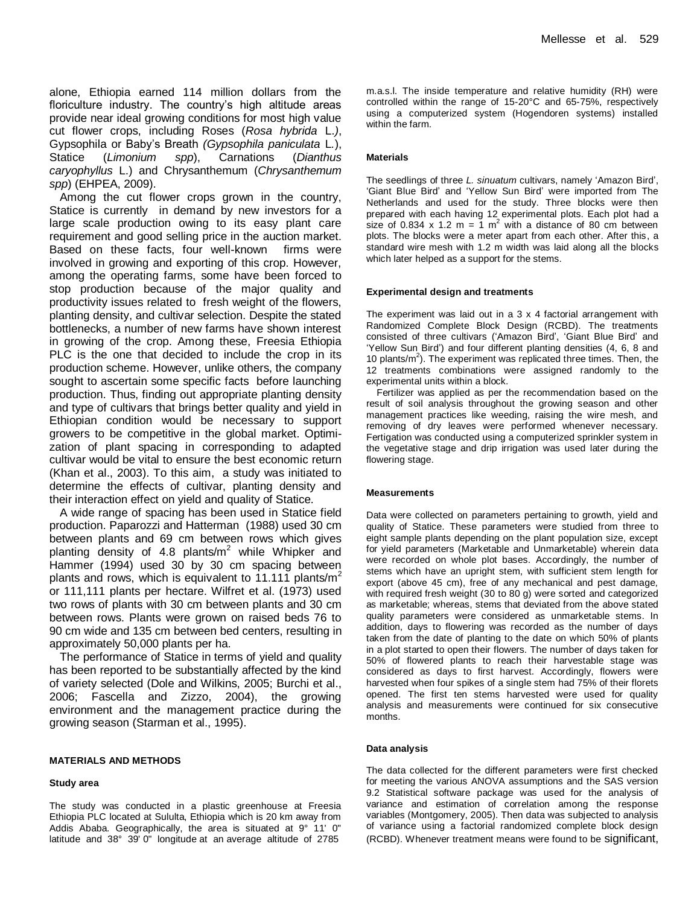alone, Ethiopia earned 114 million dollars from the floriculture industry. The country's high altitude areas provide near ideal growing conditions for most high value cut flower crops, including Roses (*Rosa hybrida* L.*)*, Gypsophila or Baby's Breath *(Gypsophila paniculata* L.), Statice (*Limonium spp*), Carnations (*Dianthus caryophyllus* L.) and Chrysanthemum (*Chrysanthemum spp*) (EHPEA, 2009).

Among the cut flower crops grown in the country, Statice is currently in demand by new investors for a large scale production owing to its easy plant care requirement and good selling price in the auction market. Based on these facts, four well-known firms were involved in growing and exporting of this crop. However, among the operating farms, some have been forced to stop production because of the major quality and productivity issues related to fresh weight of the flowers, planting density, and cultivar selection. Despite the stated bottlenecks, a number of new farms have shown interest in growing of the crop. Among these, Freesia Ethiopia PLC is the one that decided to include the crop in its production scheme. However, unlike others, the company sought to ascertain some specific facts before launching production. Thus, finding out appropriate planting density and type of cultivars that brings better quality and yield in Ethiopian condition would be necessary to support growers to be competitive in the global market. Optimization of plant spacing in corresponding to adapted cultivar would be vital to ensure the best economic return (Khan et al., 2003). To this aim, a study was initiated to determine the effects of cultivar, planting density and their interaction effect on yield and quality of Statice.

A wide range of spacing has been used in Statice field production. Paparozzi and Hatterman (1988) used 30 cm between plants and 69 cm between rows which gives planting density of 4.8 plants/m$^2$ while Whipker and Hammer (1994) used 30 by 30 cm spacing between plants and rows, which is equivalent to 11.111 plants/m$^2$ or 111,111 plants per hectare. Wilfret et al. (1973) used two rows of plants with 30 cm between plants and 30 cm between rows. Plants were grown on raised beds 76 to 90 cm wide and 135 cm between bed centers, resulting in approximately 50,000 plants per ha.

The performance of Statice in terms of yield and quality has been reported to be substantially affected by the kind of variety selected (Dole and Wilkins, 2005; Burchi et al., 2006; Fascella and Zizzo, 2004), the growing environment and the management practice during the growing season (Starman et al., 1995).

## MATERIALS AND METHODS

### Study area

The study was conducted in a plastic greenhouse at Freesia Ethiopia PLC located at Sululta, Ethiopia which is 20 km away from Addis Ababa. Geographically, the area is situated at 9° 11' 0" latitude and 38° 39' 0" longitude at an average altitude of 2785 m.a.s.l. The inside temperature and relative humidity (RH) were controlled within the range of 15-20°C and 65-75%, respectively using a computerized system (Hogendoren systems) installed within the farm.

### Materials

The seedlings of three *L. sinuatum* cultivars, namely 'Amazon Bird', 'Giant Blue Bird' and 'Yellow Sun Bird' were imported from The Netherlands and used for the study. Three blocks were then prepared with each having 12 experimental plots. Each plot had a size of 0.834 x 1.2 m = 1 m$^2$ with a distance of 80 cm between plots. The blocks were a meter apart from each other. After this, a standard wire mesh with 1.2 m width was laid along all the blocks which later helped as a support for the stems.

### Experimental design and treatments

The experiment was laid out in a 3 x 4 factorial arrangement with Randomized Complete Block Design (RCBD). The treatments consisted of three cultivars ('Amazon Bird', 'Giant Blue Bird' and 'Yellow Sun Bird') and four different planting densities (4, 6, 8 and 10 plants/m$^2$). The experiment was replicated three times. Then, the 12 treatments combinations were assigned randomly to the experimental units within a block.

Fertilizer was applied as per the recommendation based on the result of soil analysis throughout the growing season and other management practices like weeding, raising the wire mesh, and removing of dry leaves were performed whenever necessary. Fertigation was conducted using a computerized sprinkler system in the vegetative stage and drip irrigation was used later during the flowering stage.

### Measurements

Data were collected on parameters pertaining to growth, yield and quality of Statice. These parameters were studied from three to eight sample plants depending on the plant population size, except for yield parameters (Marketable and Unmarketable) wherein data were recorded on whole plot bases. Accordingly, the number of stems which have an upright stem, with sufficient stem length for export (above 45 cm), free of any mechanical and pest damage, with required fresh weight (30 to 80 g) were sorted and categorized as marketable; whereas, stems that deviated from the above stated quality parameters were considered as unmarketable stems. In addition, days to flowering was recorded as the number of days taken from the date of planting to the date on which 50% of plants in a plot started to open their flowers. The number of days taken for 50% of flowered plants to reach their harvestable stage was considered as days to first harvest. Accordingly, flowers were harvested when four spikes of a single stem had 75% of their florets opened. The first ten stems harvested were used for quality analysis and measurements were continued for six consecutive months.

### Data analysis

The data collected for the different parameters were first checked for meeting the various ANOVA assumptions and the SAS version 9.2 Statistical software package was used for the analysis of variance and estimation of correlation among the response variables (Montgomery, 2005). Then data was subjected to analysis of variance using a factorial randomized complete block design (RCBD). Whenever treatment means were found to be significant,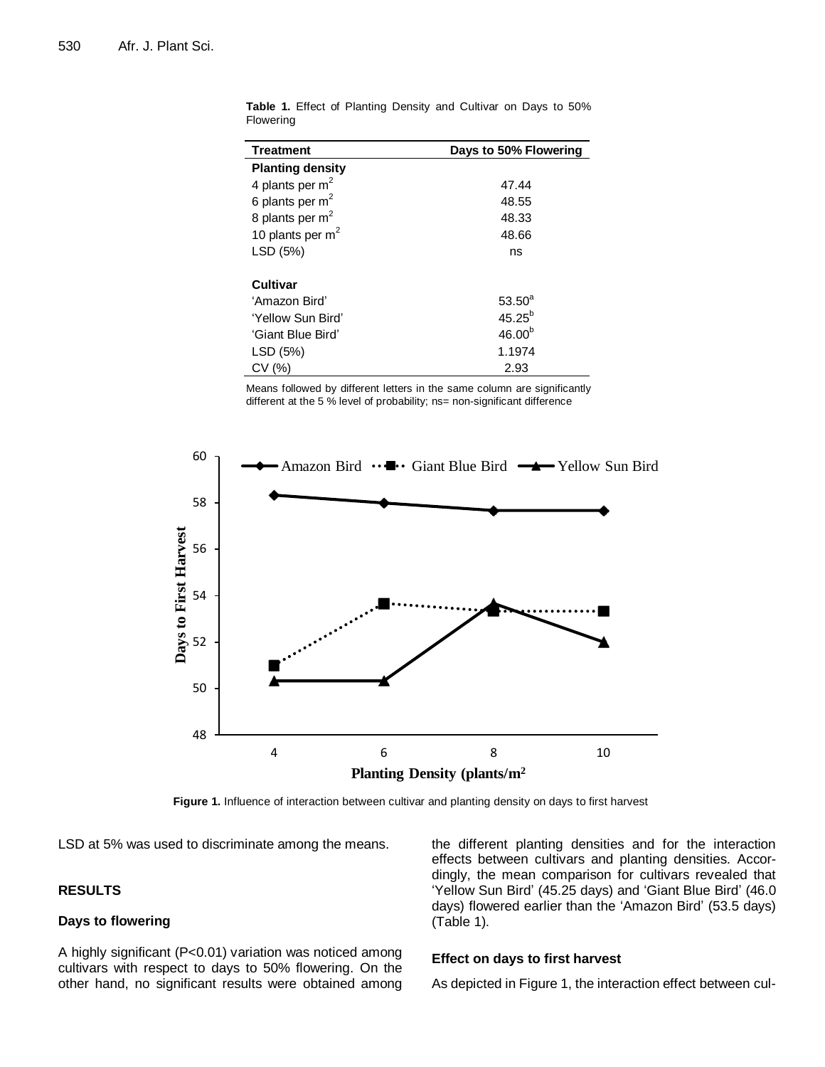**Table 1.** Effect of Planting Density and Cultivar on Days to 50% Flowering

| Treatment | Days to 50% Flowering |
|---|---|
| **Planting density** | |
| 4 plants per $m^2$ | 47.44 |
| 6 plants per $m^2$ | 48.55 |
| 8 plants per $m^2$ | 48.33 |
| 10 plants per $m^2$ | 48.66 |
| LSD (5%) | ns |
| **Cultivar** | |
| 'Amazon Bird' | $53.50^a$ |
| 'Yellow Sun Bird' | $45.25^b$ |
| 'Giant Blue Bird' | $46.00^b$ |
| LSD (5%) | 1.1974 |
| CV (%) | 2.93 |

Means followed by different letters in the same column are significantly different at the 5 % level of probability; ns= non-significant difference

**Figure 1.** Influence of interaction between cultivar and planting density on days to first harvest

LSD at 5% was used to discriminate among the means.

## RESULTS

### Days to flowering

A highly significant (P<0.01) variation was noticed among cultivars with respect to days to 50% flowering. On the other hand, no significant results were obtained among the different planting densities and for the interaction effects between cultivars and planting densities. Accordingly, the mean comparison for cultivars revealed that 'Yellow Sun Bird' (45.25 days) and 'Giant Blue Bird' (46.0 days) flowered earlier than the 'Amazon Bird' (53.5 days) (Table 1).

### Effect on days to first harvest

As depicted in Figure 1, the interaction effect between cul-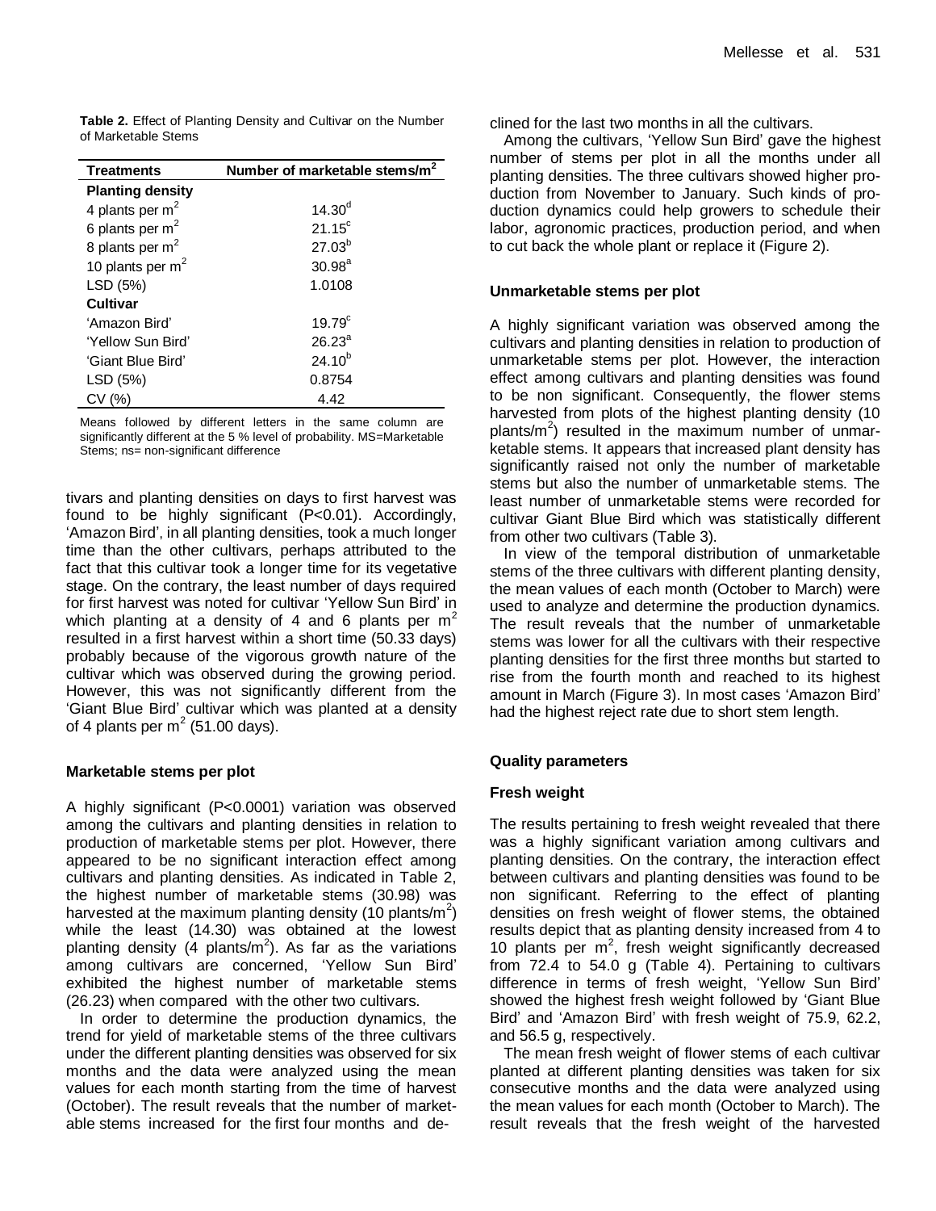**Table 2.** Effect of Planting Density and Cultivar on the Number of Marketable Stems

| Treatments | Number of marketable stems/m$^2$ |
|---|---|
| **Planting density** | |
| 4 plants per m$^2$ | 14.30$^d$ |
| 6 plants per m$^2$ | 21.15$^c$ |
| 8 plants per m$^2$ | 27.03$^b$ |
| 10 plants per m$^2$ | 30.98$^a$ |
| LSD (5%) | 1.0108 |
| **Cultivar** | |
| 'Amazon Bird' | 19.79$^c$ |
| 'Yellow Sun Bird' | 26.23$^a$ |
| 'Giant Blue Bird' | 24.10$^b$ |
| LSD (5%) | 0.8754 |
| CV (%) | 4.42 |

Means followed by different letters in the same column are significantly different at the 5 % level of probability. MS=Marketable Stems; ns= non-significant difference

tivars and planting densities on days to first harvest was found to be highly significant (P<0.01). Accordingly, 'Amazon Bird', in all planting densities, took a much longer time than the other cultivars, perhaps attributed to the fact that this cultivar took a longer time for its vegetative stage. On the contrary, the least number of days required for first harvest was noted for cultivar 'Yellow Sun Bird' in which planting at a density of 4 and 6 plants per m$^2$ resulted in a first harvest within a short time (50.33 days) probably because of the vigorous growth nature of the cultivar which was observed during the growing period. However, this was not significantly different from the 'Giant Blue Bird' cultivar which was planted at a density of 4 plants per m$^2$ (51.00 days).

### Marketable stems per plot

A highly significant (P<0.0001) variation was observed among the cultivars and planting densities in relation to production of marketable stems per plot. However, there appeared to be no significant interaction effect among cultivars and planting densities. As indicated in Table 2, the highest number of marketable stems (30.98) was harvested at the maximum planting density (10 plants/m$^2$) while the least (14.30) was obtained at the lowest planting density (4 plants/m$^2$). As far as the variations among cultivars are concerned, 'Yellow Sun Bird' exhibited the highest number of marketable stems (26.23) when compared with the other two cultivars.

In order to determine the production dynamics, the trend for yield of marketable stems of the three cultivars under the different planting densities was observed for six months and the data were analyzed using the mean values for each month starting from the time of harvest (October). The result reveals that the number of marketable stems increased for the first four months and declined for the last two months in all the cultivars.

Among the cultivars, 'Yellow Sun Bird' gave the highest number of stems per plot in all the months under all planting densities. The three cultivars showed higher production from November to January. Such kinds of production dynamics could help growers to schedule their labor, agronomic practices, production period, and when to cut back the whole plant or replace it (Figure 2).

### Unmarketable stems per plot

A highly significant variation was observed among the cultivars and planting densities in relation to production of unmarketable stems per plot. However, the interaction effect among cultivars and planting densities was found to be non significant. Consequently, the flower stems harvested from plots of the highest planting density (10 plants/m$^2$) resulted in the maximum number of unmarketable stems. It appears that increased plant density has significantly raised not only the number of marketable stems but also the number of unmarketable stems. The least number of unmarketable stems were recorded for cultivar Giant Blue Bird which was statistically different from other two cultivars (Table 3).

In view of the temporal distribution of unmarketable stems of the three cultivars with different planting density, the mean values of each month (October to March) were used to analyze and determine the production dynamics. The result reveals that the number of unmarketable stems was lower for all the cultivars with their respective planting densities for the first three months but started to rise from the fourth month and reached to its highest amount in March (Figure 3). In most cases 'Amazon Bird' had the highest reject rate due to short stem length.

### Quality parameters

### Fresh weight

The results pertaining to fresh weight revealed that there was a highly significant variation among cultivars and planting densities. On the contrary, the interaction effect between cultivars and planting densities was found to be non significant. Referring to the effect of planting densities on fresh weight of flower stems, the obtained results depict that as planting density increased from 4 to 10 plants per m$^2$, fresh weight significantly decreased from 72.4 to 54.0 g (Table 4). Pertaining to cultivars difference in terms of fresh weight, 'Yellow Sun Bird' showed the highest fresh weight followed by 'Giant Blue Bird' and 'Amazon Bird' with fresh weight of 75.9, 62.2, and 56.5 g, respectively.

The mean fresh weight of flower stems of each cultivar planted at different planting densities was taken for six consecutive months and the data were analyzed using the mean values for each month (October to March). The result reveals that the fresh weight of the harvested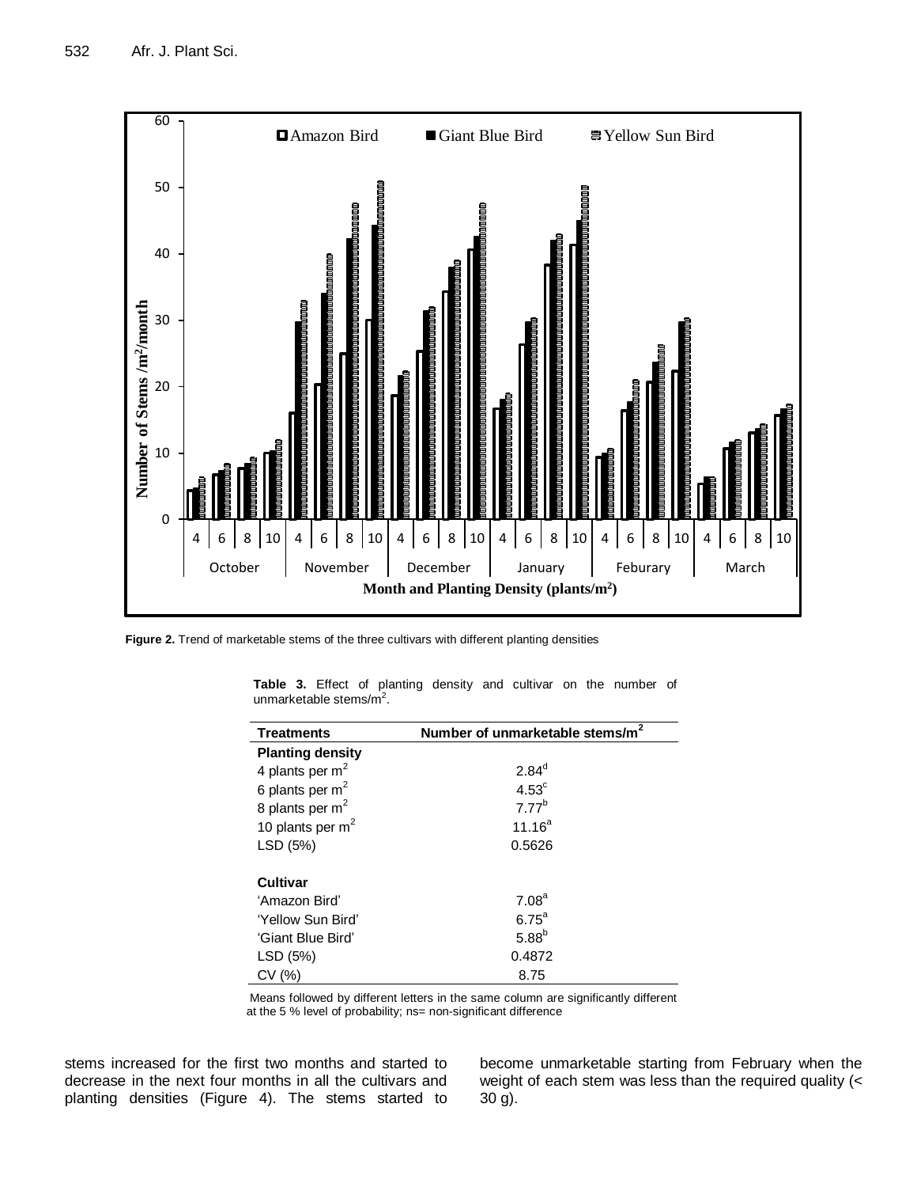**Figure 2.** Trend of marketable stems of the three cultivars with different planting densities

**Table 3.** Effect of planting density and cultivar on the number of unmarketable stems/m$^2$.

| Treatments | Number of unmarketable stems/m$^2$ |
|---|---|
| **Planting density** | |
| 4 plants per m$^2$ | $2.84^d$ |
| 6 plants per m$^2$ | $4.53^c$ |
| 8 plants per m$^2$ | $7.77^b$ |
| 10 plants per m$^2$ | $11.16^a$ |
| LSD (5%) | 0.5626 |
| | |
| **Cultivar** | |
| 'Amazon Bird' | $7.08^a$ |
| 'Yellow Sun Bird' | $6.75^a$ |
| 'Giant Blue Bird' | $5.88^b$ |
| LSD (5%) | 0.4872 |
| CV (%) | 8.75 |

Means followed by different letters in the same column are significantly different at the 5 % level of probability; ns= non-significant difference

stems increased for the first two months and started to decrease in the next four months in all the cultivars and planting densities (Figure 4). The stems started to become unmarketable starting from February when the weight of each stem was less than the required quality (< 30 g).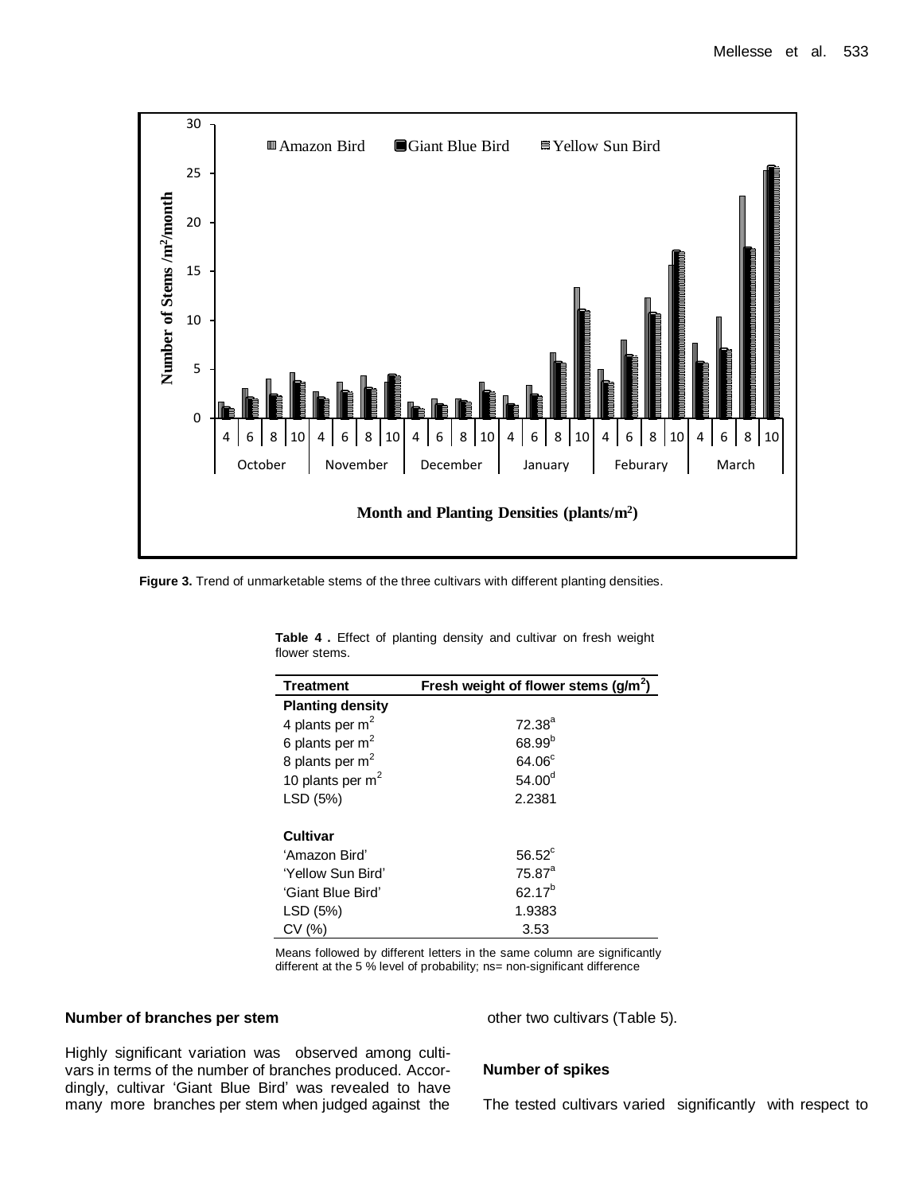Figure 3. Trend of unmarketable stems of the three cultivars with different planting densities.

**Table 4 .** Effect of planting density and cultivar on fresh weight flower stems.

| Treatment | Fresh weight of flower stems ($g/m^2$) |
|---|---|
| **Planting density** | |
| 4 plants per $m^2$ | 72.38[a] |
| 6 plants per $m^2$ | 68.99[b] |
| 8 plants per $m^2$ | 64.06[c] |
| 10 plants per $m^2$ | 54.00[d] |
| LSD (5%) | 2.2381 |
| | |
| **Cultivar** | |
| 'Amazon Bird' | 56.52[c] |
| 'Yellow Sun Bird' | 75.87[a] |
| 'Giant Blue Bird' | 62.17[b] |
| LSD (5%) | 1.9383 |
| CV (%) | 3.53 |

Means followed by different letters in the same column are significantly different at the 5 % level of probability; ns= non-significant difference

**Number of branches per stem**

Highly significant variation was observed among cultivars in terms of the number of branches produced. Accordingly, cultivar 'Giant Blue Bird' was revealed to have many more branches per stem when judged against the other two cultivars (Table 5).

**Number of spikes**

The tested cultivars varied significantly with respect to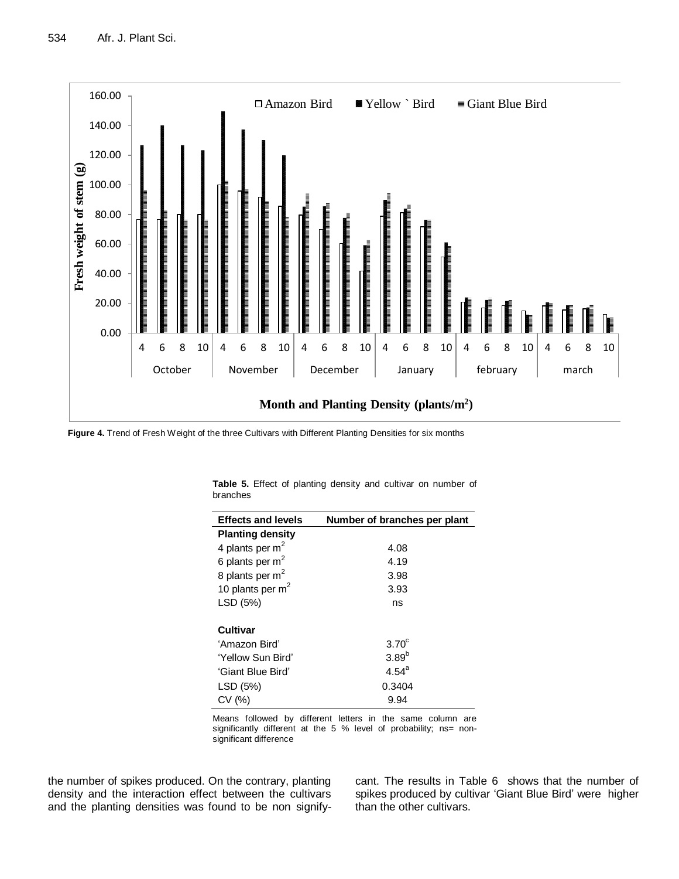**Figure 4.** Trend of Fresh Weight of the three Cultivars with Different Planting Densities for six months

**Table 5.** Effect of planting density and cultivar on number of branches

| Effects and levels | Number of branches per plant |
|---|---|
| **Planting density** | |
| 4 plants per m$^2$ | 4.08 |
| 6 plants per m$^2$ | 4.19 |
| 8 plants per m$^2$ | 3.98 |
| 10 plants per m$^2$ | 3.93 |
| LSD (5%) | ns |
| | |
| **Cultivar** | |
| 'Amazon Bird' | 3.70$^c$ |
| 'Yellow Sun Bird' | 3.89$^b$ |
| 'Giant Blue Bird' | 4.54$^a$ |
| LSD (5%) | 0.3404 |
| CV (%) | 9.94 |

Means followed by different letters in the same column are significantly different at the 5 % level of probability; ns= non-significant difference

the number of spikes produced. On the contrary, planting density and the interaction effect between the cultivars and the planting densities was found to be non significant. The results in Table 6 shows that the number of spikes produced by cultivar 'Giant Blue Bird' were higher than the other cultivars.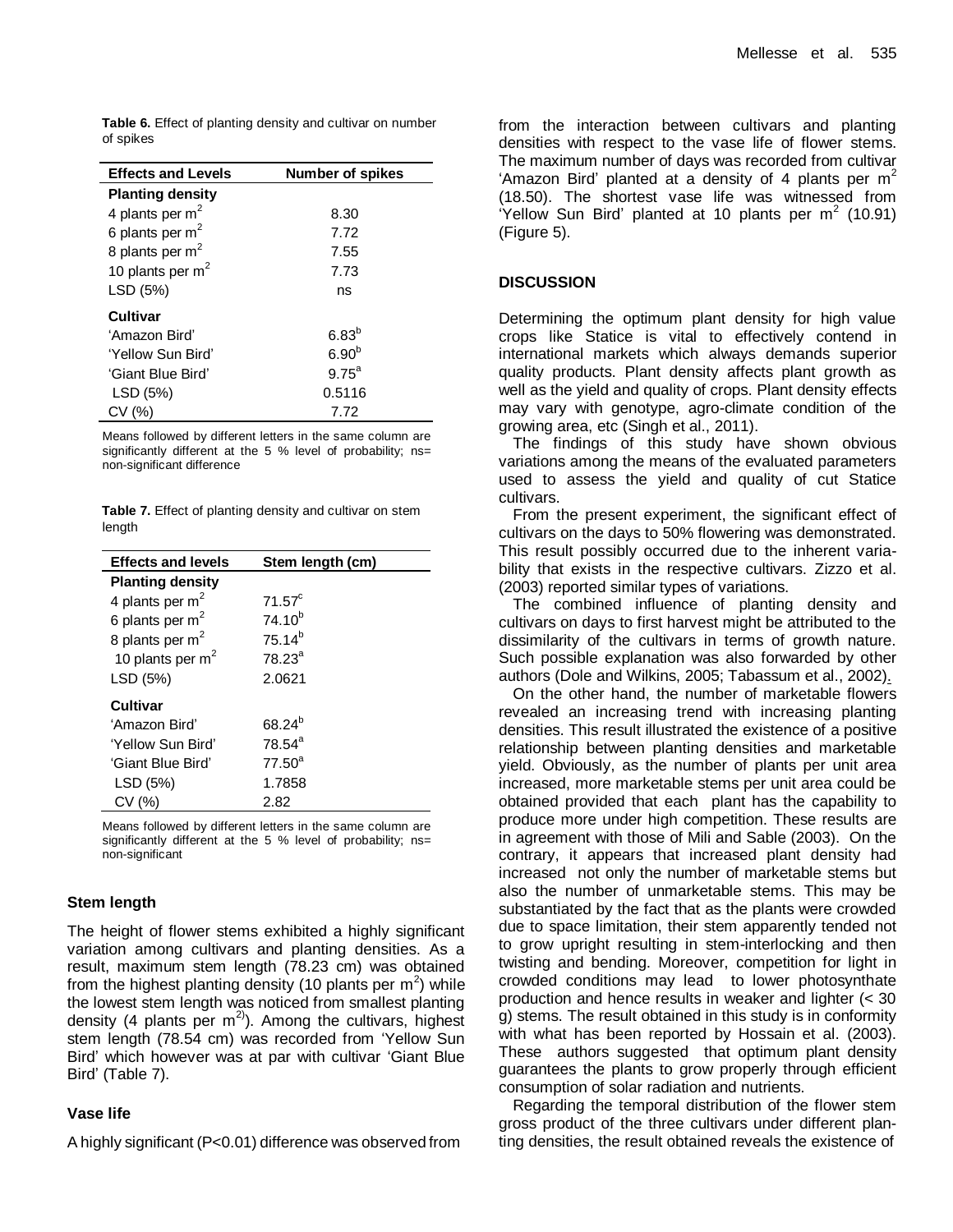**Table 6.** Effect of planting density and cultivar on number of spikes

| Effects and Levels | Number of spikes |
|---|---|
| **Planting density** | |
| 4 plants per $m^2$ | 8.30 |
| 6 plants per $m^2$ | 7.72 |
| 8 plants per $m^2$ | 7.55 |
| 10 plants per $m^2$ | 7.73 |
| LSD (5%) | ns |
| **Cultivar** | |
| 'Amazon Bird' | $6.83^b$ |
| 'Yellow Sun Bird' | $6.90^b$ |
| 'Giant Blue Bird' | $9.75^a$ |
| LSD (5%) | 0.5116 |
| CV (%) | 7.72 |

Means followed by different letters in the same column are significantly different at the 5 % level of probability; ns= non-significant difference

**Table 7.** Effect of planting density and cultivar on stem length

| Effects and levels | Stem length (cm) |
|---|---|
| **Planting density** | |
| 4 plants per $m^2$ | $71.57^c$ |
| 6 plants per $m^2$ | $74.10^b$ |
| 8 plants per $m^2$ | $75.14^b$ |
| 10 plants per $m^2$ | $78.23^a$ |
| LSD (5%) | 2.0621 |
| **Cultivar** | |
| 'Amazon Bird' | $68.24^b$ |
| 'Yellow Sun Bird' | $78.54^a$ |
| 'Giant Blue Bird' | $77.50^a$ |
| LSD (5%) | 1.7858 |
| CV (%) | 2.82 |

Means followed by different letters in the same column are significantly different at the 5 % level of probability; ns= non-significant

### Stem length

The height of flower stems exhibited a highly significant variation among cultivars and planting densities. As a result, maximum stem length (78.23 cm) was obtained from the highest planting density (10 plants per $m^2$) while the lowest stem length was noticed from smallest planting density (4 plants per $m^2$)). Among the cultivars, highest stem length (78.54 cm) was recorded from 'Yellow Sun Bird' which however was at par with cultivar 'Giant Blue Bird' (Table 7).

### Vase life

A highly significant ($P<0.01$) difference was observed from the interaction between cultivars and planting densities with respect to the vase life of flower stems. The maximum number of days was recorded from cultivar 'Amazon Bird' planted at a density of 4 plants per $m^2$ (18.50). The shortest vase life was witnessed from 'Yellow Sun Bird' planted at 10 plants per $m^2$ (10.91) (Figure 5).

## DISCUSSION

Determining the optimum plant density for high value crops like Statice is vital to effectively contend in international markets which always demands superior quality products. Plant density affects plant growth as well as the yield and quality of crops. Plant density effects may vary with genotype, agro-climate condition of the growing area, etc (Singh et al., 2011).

The findings of this study have shown obvious variations among the means of the evaluated parameters used to assess the yield and quality of cut Statice cultivars.

From the present experiment, the significant effect of cultivars on the days to 50% flowering was demonstrated. This result possibly occurred due to the inherent variability that exists in the respective cultivars. Zizzo et al. (2003) reported similar types of variations.

The combined influence of planting density and cultivars on days to first harvest might be attributed to the dissimilarity of the cultivars in terms of growth nature. Such possible explanation was also forwarded by other authors (Dole and Wilkins, 2005; Tabassum et al., 2002).

On the other hand, the number of marketable flowers revealed an increasing trend with increasing planting densities. This result illustrated the existence of a positive relationship between planting densities and marketable yield. Obviously, as the number of plants per unit area increased, more marketable stems per unit area could be obtained provided that each plant has the capability to produce more under high competition. These results are in agreement with those of Mili and Sable (2003). On the contrary, it appears that increased plant density had increased not only the number of marketable stems but also the number of unmarketable stems. This may be substantiated by the fact that as the plants were crowded due to space limitation, their stem apparently tended not to grow upright resulting in stem-interlocking and then twisting and bending. Moreover, competition for light in crowded conditions may lead to lower photosynthate production and hence results in weaker and lighter (< 30 g) stems. The result obtained in this study is in conformity with what has been reported by Hossain et al. (2003). These authors suggested that optimum plant density guarantees the plants to grow properly through efficient consumption of solar radiation and nutrients.

Regarding the temporal distribution of the flower stem gross product of the three cultivars under different planting densities, the result obtained reveals the existence of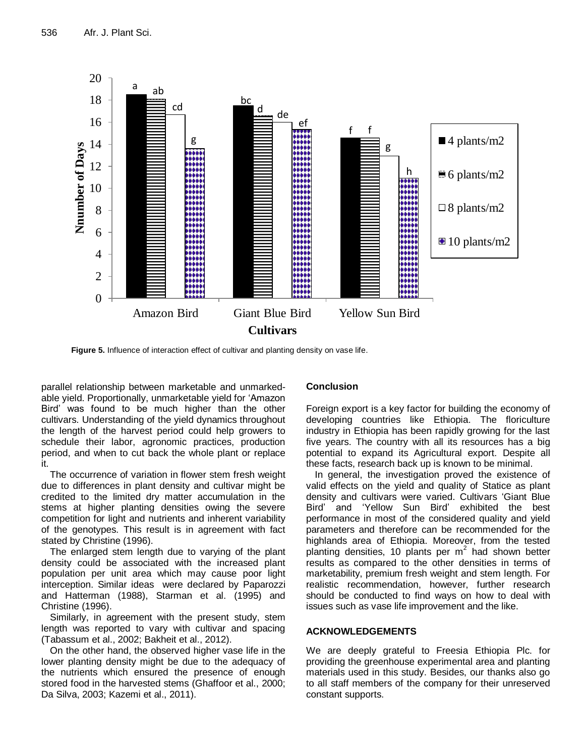Figure 5. Influence of interaction effect of cultivar and planting density on vase life.

parallel relationship between marketable and unmarkedable yield. Proportionally, unmarketable yield for 'Amazon Bird' was found to be much higher than the other cultivars. Understanding of the yield dynamics throughout the length of the harvest period could help growers to schedule their labor, agronomic practices, production period, and when to cut back the whole plant or replace it.

The occurrence of variation in flower stem fresh weight due to differences in plant density and cultivar might be credited to the limited dry matter accumulation in the stems at higher planting densities owing the severe competition for light and nutrients and inherent variability of the genotypes. This result is in agreement with fact stated by Christine (1996).

The enlarged stem length due to varying of the plant density could be associated with the increased plant population per unit area which may cause poor light interception. Similar ideas were declared by Paparozzi and Hatterman (1988), Starman et al. (1995) and Christine (1996).

Similarly, in agreement with the present study, stem length was reported to vary with cultivar and spacing (Tabassum et al., 2002; Bakheit et al., 2012).

On the other hand, the observed higher vase life in the lower planting density might be due to the adequacy of the nutrients which ensured the presence of enough stored food in the harvested stems (Ghaffoor et al., 2000; Da Silva, 2003; Kazemi et al., 2011).

## Conclusion

Foreign export is a key factor for building the economy of developing countries like Ethiopia. The floriculture industry in Ethiopia has been rapidly growing for the last five years. The country with all its resources has a big potential to expand its Agricultural export. Despite all these facts, research back up is known to be minimal.

In general, the investigation proved the existence of valid effects on the yield and quality of Statice as plant density and cultivars were varied. Cultivars 'Giant Blue Bird' and 'Yellow Sun Bird' exhibited the best performance in most of the considered quality and yield parameters and therefore can be recommended for the highlands area of Ethiopia. Moreover, from the tested planting densities, 10 plants per $m^2$ had shown better results as compared to the other densities in terms of marketability, premium fresh weight and stem length. For realistic recommendation, however, further research should be conducted to find ways on how to deal with issues such as vase life improvement and the like.

## ACKNOWLEDGEMENTS

We are deeply grateful to Freesia Ethiopia Plc. for providing the greenhouse experimental area and planting materials used in this study. Besides, our thanks also go to all staff members of the company for their unreserved constant supports.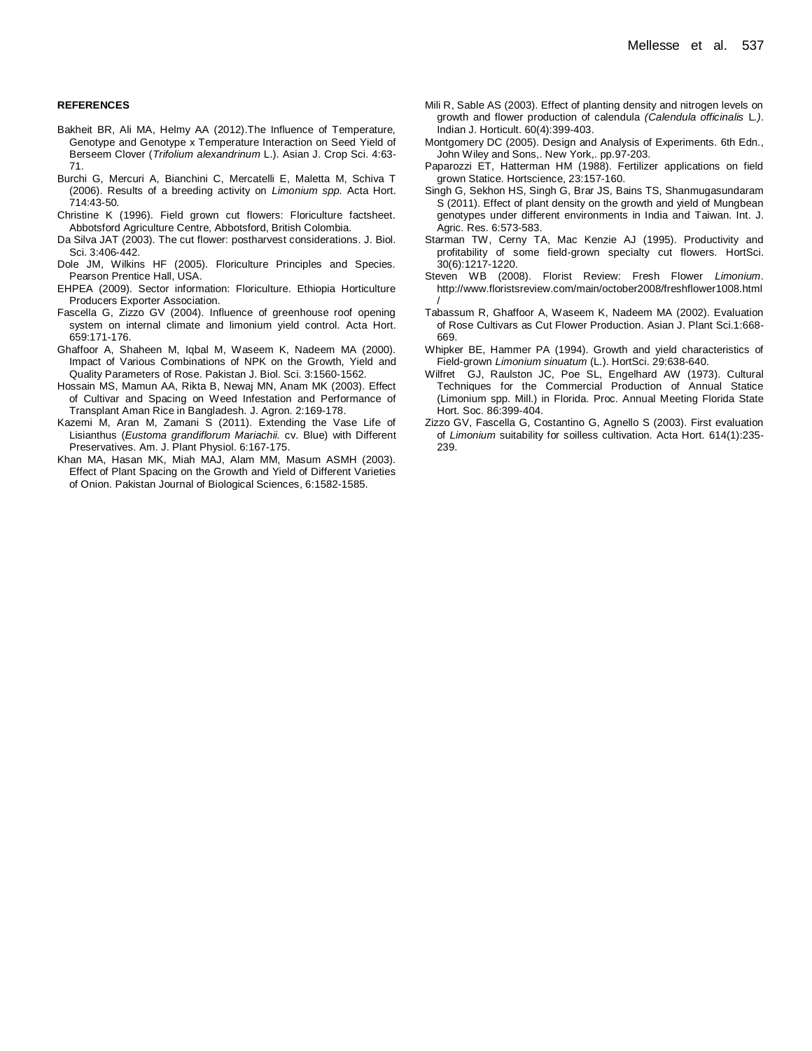**REFERENCES**

Bakheit BR, Ali MA, Helmy AA (2012).The Influence of Temperature, Genotype and Genotype x Temperature Interaction on Seed Yield of Berseem Clover (*Trifolium alexandrinum* L.). Asian J. Crop Sci. 4:63-71.

Burchi G, Mercuri A, Bianchini C, Mercatelli E, Maletta M, Schiva T (2006). Results of a breeding activity on *Limonium spp.* Acta Hort. 714:43-50.

Christine K (1996). Field grown cut flowers: Floriculture factsheet. Abbotsford Agriculture Centre, Abbotsford, British Colombia.

Da Silva JAT (2003). The cut flower: postharvest considerations. J. Biol. Sci. 3:406-442.

Dole JM, Wilkins HF (2005). Floriculture Principles and Species. Pearson Prentice Hall, USA.

EHPEA (2009). Sector information: Floriculture. Ethiopia Horticulture Producers Exporter Association.

Fascella G, Zizzo GV (2004). Influence of greenhouse roof opening system on internal climate and limonium yield control. Acta Hort. 659:171-176.

Ghaffoor A, Shaheen M, Iqbal M, Waseem K, Nadeem MA (2000). Impact of Various Combinations of NPK on the Growth, Yield and Quality Parameters of Rose. Pakistan J. Biol. Sci. 3:1560-1562.

Hossain MS, Mamun AA, Rikta B, Newaj MN, Anam MK (2003). Effect of Cultivar and Spacing on Weed Infestation and Performance of Transplant Aman Rice in Bangladesh. J. Agron. 2:169-178.

Kazemi M, Aran M, Zamani S (2011). Extending the Vase Life of Lisianthus (*Eustoma grandiflorum Mariachii.* cv. Blue) with Different Preservatives. Am. J. Plant Physiol. 6:167-175.

Khan MA, Hasan MK, Miah MAJ, Alam MM, Masum ASMH (2003). Effect of Plant Spacing on the Growth and Yield of Different Varieties of Onion. Pakistan Journal of Biological Sciences, 6:1582-1585.

Mili R, Sable AS (2003). Effect of planting density and nitrogen levels on growth and flower production of calendula *(Calendula officinalis* L*.)*. Indian J. Horticult. 60(4):399-403.

Montgomery DC (2005). Design and Analysis of Experiments. 6th Edn., John Wiley and Sons,. New York,. pp.97-203.

Paparozzi ET, Hatterman HM (1988). Fertilizer applications on field grown Statice. Hortscience, 23:157-160.

Singh G, Sekhon HS, Singh G, Brar JS, Bains TS, Shanmugasundaram S (2011). Effect of plant density on the growth and yield of Mungbean genotypes under different environments in India and Taiwan. Int. J. Agric. Res. 6:573-583.

Starman TW, Cerny TA, Mac Kenzie AJ (1995). Productivity and profitability of some field-grown specialty cut flowers. HortSci. 30(6):1217-1220.

Steven WB (2008). Florist Review: Fresh Flower *Limonium*. http://www.floristsreview.com/main/october2008/freshflower1008.html/

Tabassum R, Ghaffoor A, Waseem K, Nadeem MA (2002). Evaluation of Rose Cultivars as Cut Flower Production. Asian J. Plant Sci.1:668-669.

Whipker BE, Hammer PA (1994). Growth and yield characteristics of Field-grown *Limonium sinuatum* (L.). HortSci. 29:638-640.

Wilfret GJ, Raulston JC, Poe SL, Engelhard AW (1973). Cultural Techniques for the Commercial Production of Annual Statice (Limonium spp. Mill.) in Florida. Proc. Annual Meeting Florida State Hort. Soc. 86:399-404.

Zizzo GV, Fascella G, Costantino G, Agnello S (2003). First evaluation of *Limonium* suitability for soilless cultivation. Acta Hort. 614(1):235-239.